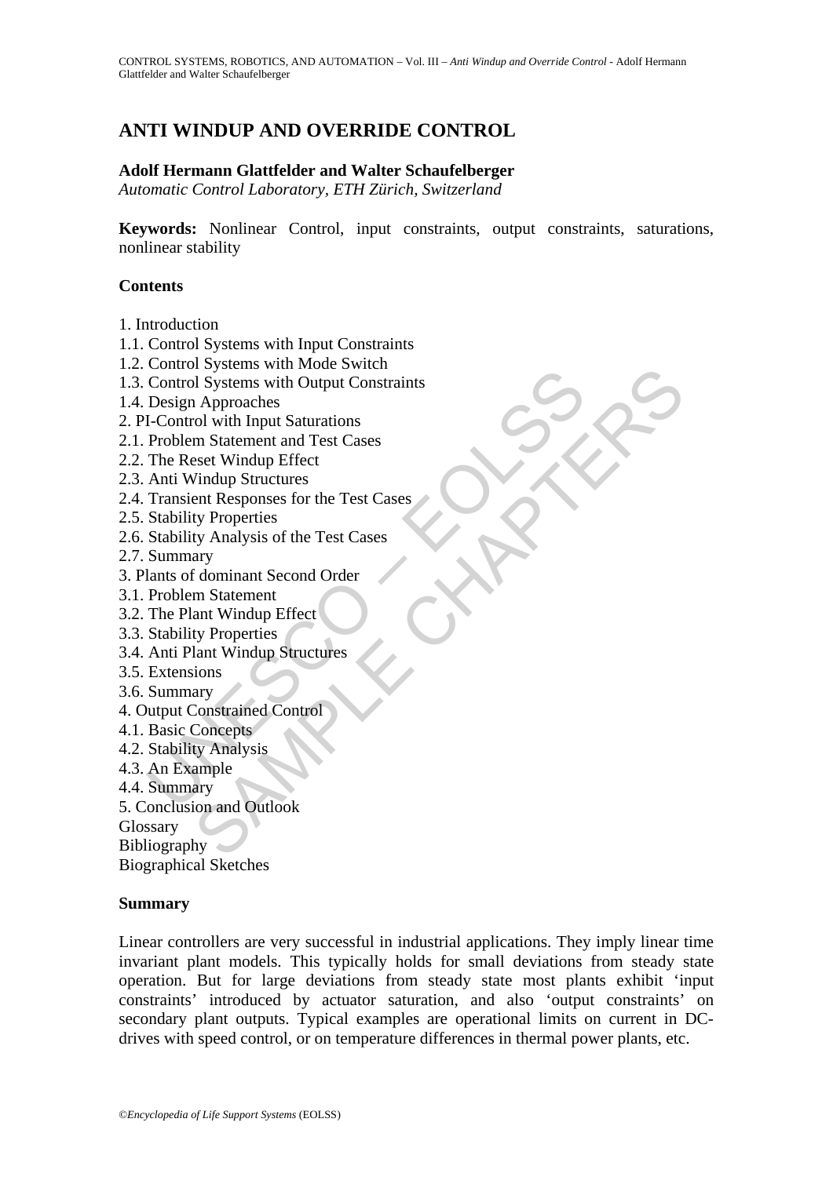# ANTI WINDUP AND OVERRIDE CONTROL

**Adolf Hermann Glattfelder and Walter Schaufelberger**
*Automatic Control Laboratory, ETH Zürich, Switzerland*

**Keywords:** Nonlinear Control, input constraints, output constraints, saturations, nonlinear stability

**Contents**

1. Introduction
1.1. Control Systems with Input Constraints
1.2. Control Systems with Mode Switch
1.3. Control Systems with Output Constraints
1.4. Design Approaches
2. PI-Control with Input Saturations
2.1. Problem Statement and Test Cases
2.2. The Reset Windup Effect
2.3. Anti Windup Structures
2.4. Transient Responses for the Test Cases
2.5. Stability Properties
2.6. Stability Analysis of the Test Cases
2.7. Summary
3. Plants of dominant Second Order
3.1. Problem Statement
3.2. The Plant Windup Effect
3.3. Stability Properties
3.4. Anti Plant Windup Structures
3.5. Extensions
3.6. Summary
4. Output Constrained Control
4.1. Basic Concepts
4.2. Stability Analysis
4.3. An Example
4.4. Summary
5. Conclusion and Outlook
Glossary
Bibliography
Biographical Sketches

**Summary**

Linear controllers are very successful in industrial applications. They imply linear time invariant plant models. This typically holds for small deviations from steady state operation. But for large deviations from steady state most plants exhibit 'input constraints' introduced by actuator saturation, and also 'output constraints' on secondary plant outputs. Typical examples are operational limits on current in DC-drives with speed control, or on temperature differences in thermal power plants, etc.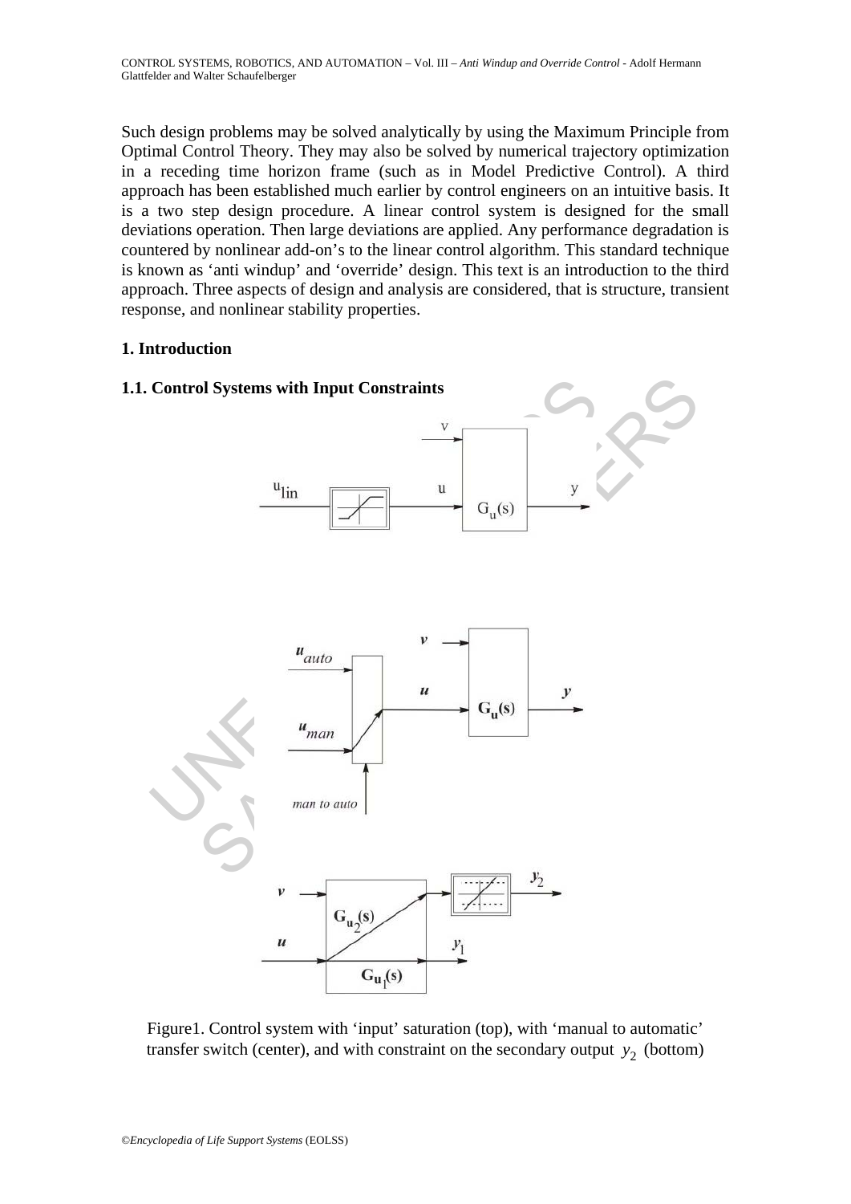Such design problems may be solved analytically by using the Maximum Principle from Optimal Control Theory. They may also be solved by numerical trajectory optimization in a receding time horizon frame (such as in Model Predictive Control). A third approach has been established much earlier by control engineers on an intuitive basis. It is a two step design procedure. A linear control system is designed for the small deviations operation. Then large deviations are applied. Any performance degradation is countered by nonlinear add-on's to the linear control algorithm. This standard technique is known as 'anti windup' and 'override' design. This text is an introduction to the third approach. Three aspects of design and analysis are considered, that is structure, transient response, and nonlinear stability properties.

## 1. Introduction

### 1.1. Control Systems with Input Constraints

Figure1. Control system with 'input' saturation (top), with 'manual to automatic' transfer switch (center), and with constraint on the secondary output $y_2$ (bottom)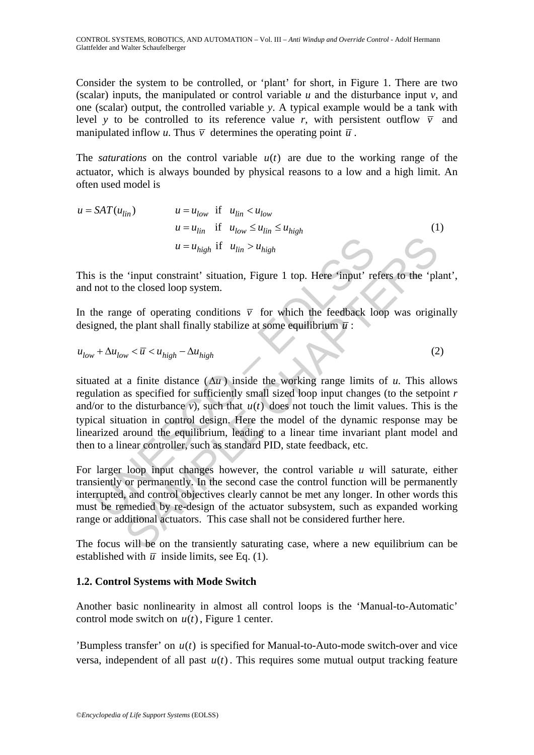Consider the system to be controlled, or 'plant' for short, in Figure 1. There are two (scalar) inputs, the manipulated or control variable $u$ and the disturbance input $v$, and one (scalar) output, the controlled variable $y$. A typical example would be a tank with level $y$ to be controlled to its reference value $r$, with persistent outflow $\overline{v}$ and manipulated inflow $u$. Thus $\overline{v}$ determines the operating point $\overline{u}$.

The *saturations* on the control variable $u(t)$ are due to the working range of the actuator, which is always bounded by physical reasons to a low and a high limit. An often used model is

$$u = SAT(u_{lin}) \qquad \begin{array}{ll} u = u_{low} & \text{if} \quad u_{lin} < u_{low} \\ u = u_{lin} & \text{if} \quad u_{low} \leq u_{lin} \leq u_{high} \\ u = u_{high} & \text{if} \quad u_{lin} > u_{high} \end{array} \tag{1}$$

This is the 'input constraint' situation, Figure 1 top. Here 'input' refers to the 'plant', and not to the closed loop system.

In the range of operating conditions $\overline{v}$ for which the feedback loop was originally designed, the plant shall finally stabilize at some equilibrium $\overline{u}$:

$$u_{low} + \Delta u_{low} < \overline{u} < u_{high} - \Delta u_{high} \tag{2}$$

situated at a finite distance ($\Delta u$) inside the working range limits of $u$. This allows regulation as specified for sufficiently small sized loop input changes (to the setpoint $r$ and/or to the disturbance $v$), such that $u(t)$ does not touch the limit values. This is the typical situation in control design. Here the model of the dynamic response may be linearized around the equilibrium, leading to a linear time invariant plant model and then to a linear controller, such as standard PID, state feedback, etc.

For larger loop input changes however, the control variable $u$ will saturate, either transiently or permanently. In the second case the control function will be permanently interrupted, and control objectives clearly cannot be met any longer. In other words this must be remedied by re-design of the actuator subsystem, such as expanded working range or additional actuators. This case shall not be considered further here.

The focus will be on the transiently saturating case, where a new equilibrium can be established with $\overline{u}$ inside limits, see Eq. (1).

### 1.2. Control Systems with Mode Switch

Another basic nonlinearity in almost all control loops is the 'Manual-to-Automatic' control mode switch on $u(t)$, Figure 1 center.

'Bumpless transfer' on $u(t)$ is specified for Manual-to-Auto-mode switch-over and vice versa, independent of all past $u(t)$. This requires some mutual output tracking feature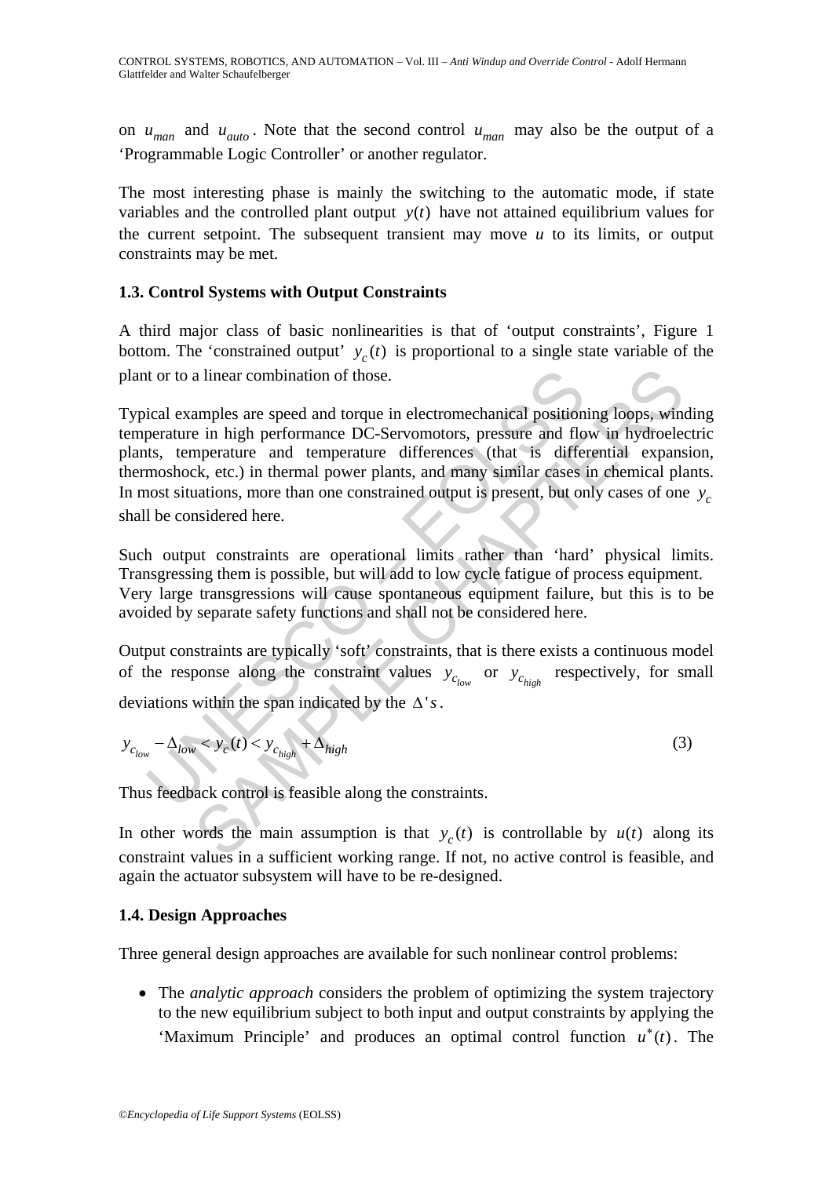on $u_{man}$ and $u_{auto}$. Note that the second control $u_{man}$ may also be the output of a 'Programmable Logic Controller' or another regulator.

The most interesting phase is mainly the switching to the automatic mode, if state variables and the controlled plant output $y(t)$ have not attained equilibrium values for the current setpoint. The subsequent transient may move $u$ to its limits, or output constraints may be met.

### 1.3. Control Systems with Output Constraints

A third major class of basic nonlinearities is that of 'output constraints', Figure 1 bottom. The 'constrained output' $y_c(t)$ is proportional to a single state variable of the plant or to a linear combination of those.

Typical examples are speed and torque in electromechanical positioning loops, winding temperature in high performance DC-Servomotors, pressure and flow in hydroelectric plants, temperature and temperature differences (that is differential expansion, thermoshock, etc.) in thermal power plants, and many similar cases in chemical plants. In most situations, more than one constrained output is present, but only cases of one $y_c$ shall be considered here.

Such output constraints are operational limits rather than 'hard' physical limits. Transgressing them is possible, but will add to low cycle fatigue of process equipment. Very large transgressions will cause spontaneous equipment failure, but this is to be avoided by separate safety functions and shall not be considered here.

Output constraints are typically 'soft' constraints, that is there exists a continuous model of the response along the constraint values $y_{c_{low}}$ or $y_{c_{high}}$ respectively, for small deviations within the span indicated by the $\Delta$'s.

$$y_{c_{low}} - \Delta_{low} < y_c(t) < y_{c_{high}} + \Delta_{high} \tag{3}$$

Thus feedback control is feasible along the constraints.

In other words the main assumption is that $y_c(t)$ is controllable by $u(t)$ along its constraint values in a sufficient working range. If not, no active control is feasible, and again the actuator subsystem will have to be re-designed.

### 1.4. Design Approaches

Three general design approaches are available for such nonlinear control problems:

- The *analytic approach* considers the problem of optimizing the system trajectory to the new equilibrium subject to both input and output constraints by applying the 'Maximum Principle' and produces an optimal control function $u^*(t)$. The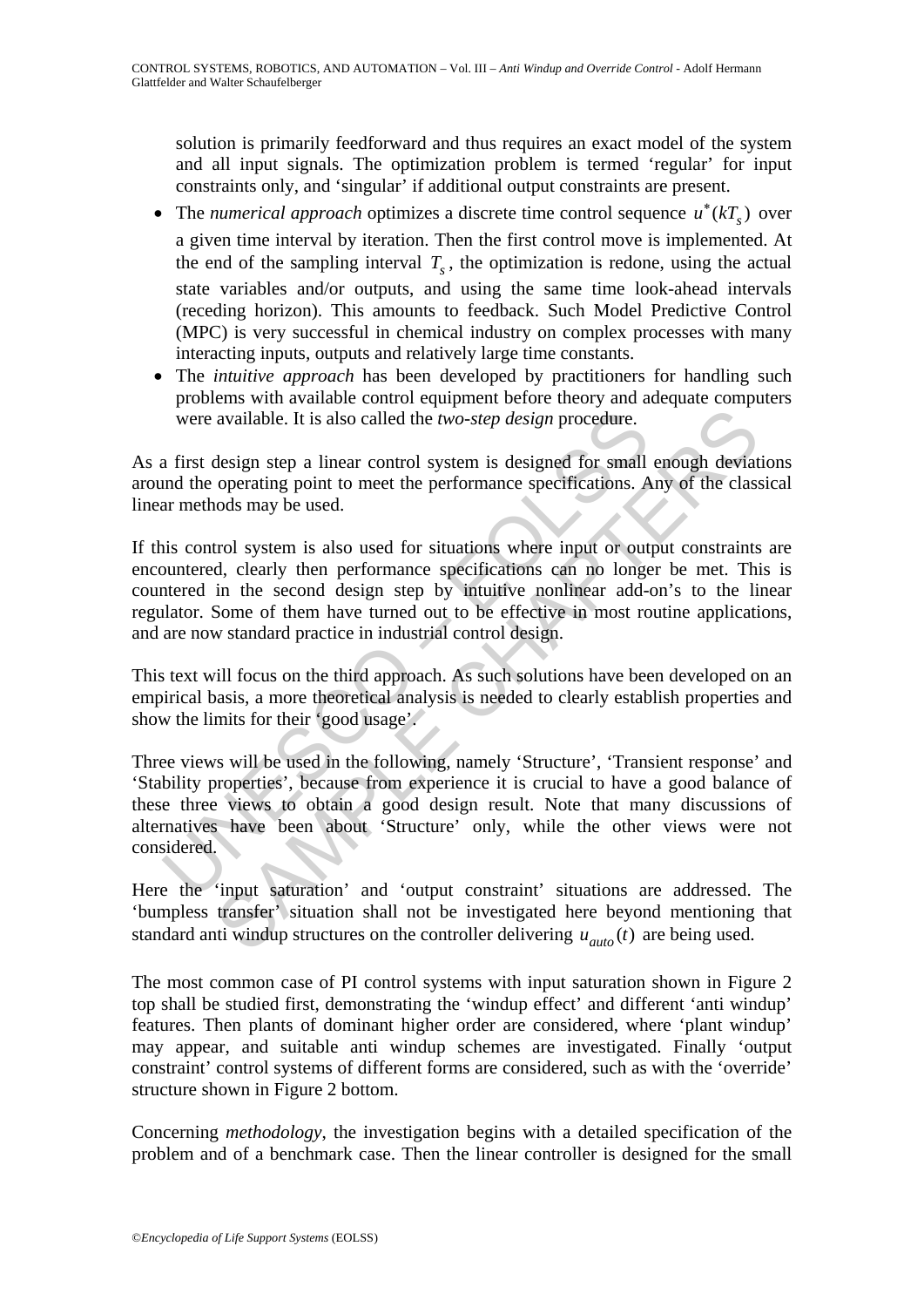solution is primarily feedforward and thus requires an exact model of the system and all input signals. The optimization problem is termed 'regular' for input constraints only, and 'singular' if additional output constraints are present.

- The *numerical approach* optimizes a discrete time control sequence $u^*(kT_s)$ over a given time interval by iteration. Then the first control move is implemented. At the end of the sampling interval $T_s$, the optimization is redone, using the actual state variables and/or outputs, and using the same time look-ahead intervals (receding horizon). This amounts to feedback. Such Model Predictive Control (MPC) is very successful in chemical industry on complex processes with many interacting inputs, outputs and relatively large time constants.
- The *intuitive approach* has been developed by practitioners for handling such problems with available control equipment before theory and adequate computers were available. It is also called the *two-step design* procedure.

As a first design step a linear control system is designed for small enough deviations around the operating point to meet the performance specifications. Any of the classical linear methods may be used.

If this control system is also used for situations where input or output constraints are encountered, clearly then performance specifications can no longer be met. This is countered in the second design step by intuitive nonlinear add-on's to the linear regulator. Some of them have turned out to be effective in most routine applications, and are now standard practice in industrial control design.

This text will focus on the third approach. As such solutions have been developed on an empirical basis, a more theoretical analysis is needed to clearly establish properties and show the limits for their 'good usage'.

Three views will be used in the following, namely 'Structure', 'Transient response' and 'Stability properties', because from experience it is crucial to have a good balance of these three views to obtain a good design result. Note that many discussions of alternatives have been about 'Structure' only, while the other views were not considered.

Here the 'input saturation' and 'output constraint' situations are addressed. The 'bumpless transfer' situation shall not be investigated here beyond mentioning that standard anti windup structures on the controller delivering $u_{auto}(t)$ are being used.

The most common case of PI control systems with input saturation shown in Figure 2 top shall be studied first, demonstrating the 'windup effect' and different 'anti windup' features. Then plants of dominant higher order are considered, where 'plant windup' may appear, and suitable anti windup schemes are investigated. Finally 'output constraint' control systems of different forms are considered, such as with the 'override' structure shown in Figure 2 bottom.

Concerning *methodology*, the investigation begins with a detailed specification of the problem and of a benchmark case. Then the linear controller is designed for the small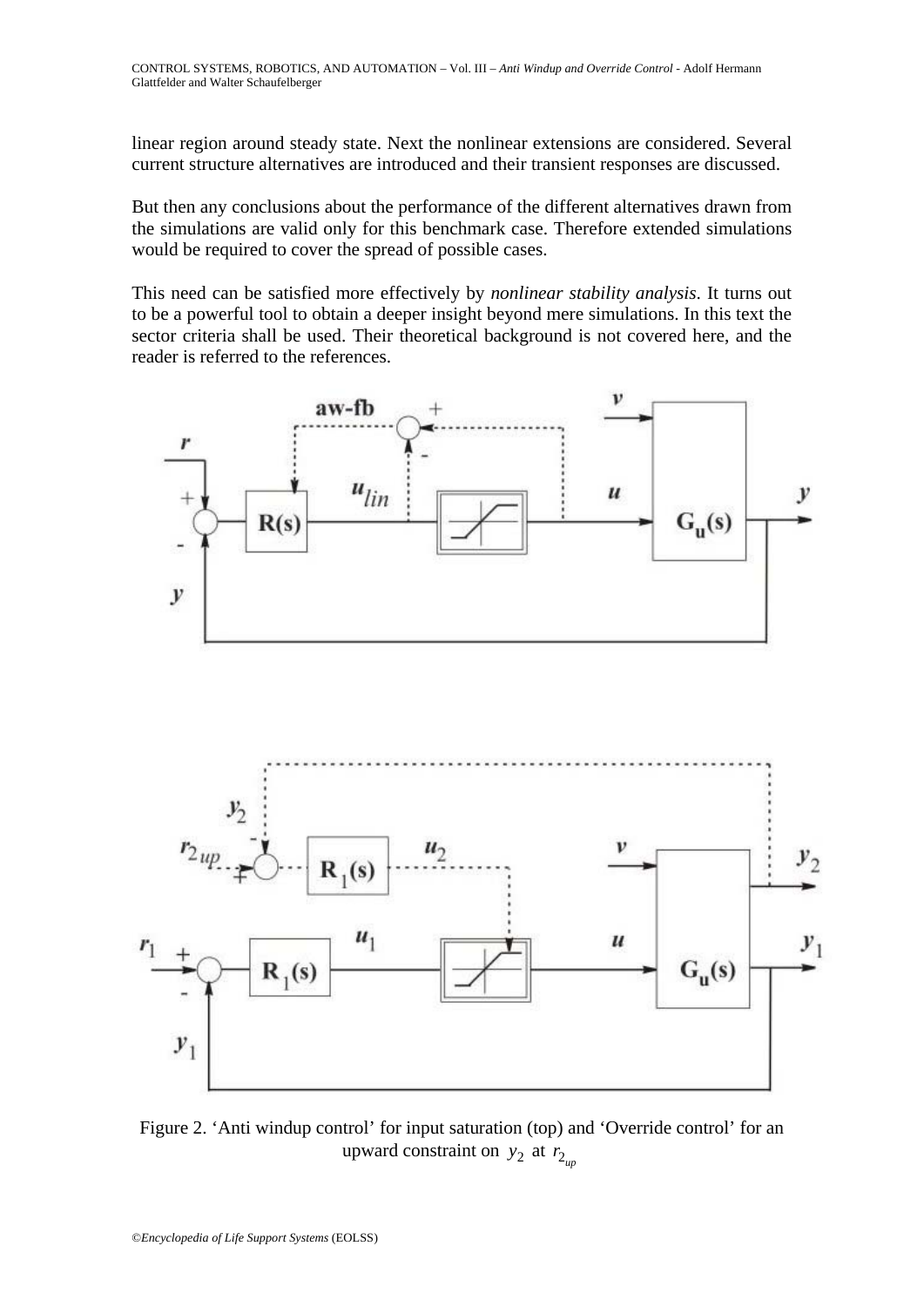linear region around steady state. Next the nonlinear extensions are considered. Several current structure alternatives are introduced and their transient responses are discussed.

But then any conclusions about the performance of the different alternatives drawn from the simulations are valid only for this benchmark case. Therefore extended simulations would be required to cover the spread of possible cases.

This need can be satisfied more effectively by *nonlinear stability analysis*. It turns out to be a powerful tool to obtain a deeper insight beyond mere simulations. In this text the sector criteria shall be used. Their theoretical background is not covered here, and the reader is referred to the references.

Figure 2. 'Anti windup control' for input saturation (top) and 'Override control' for an upward constraint on $y_2$ at $r_{2_{up}}$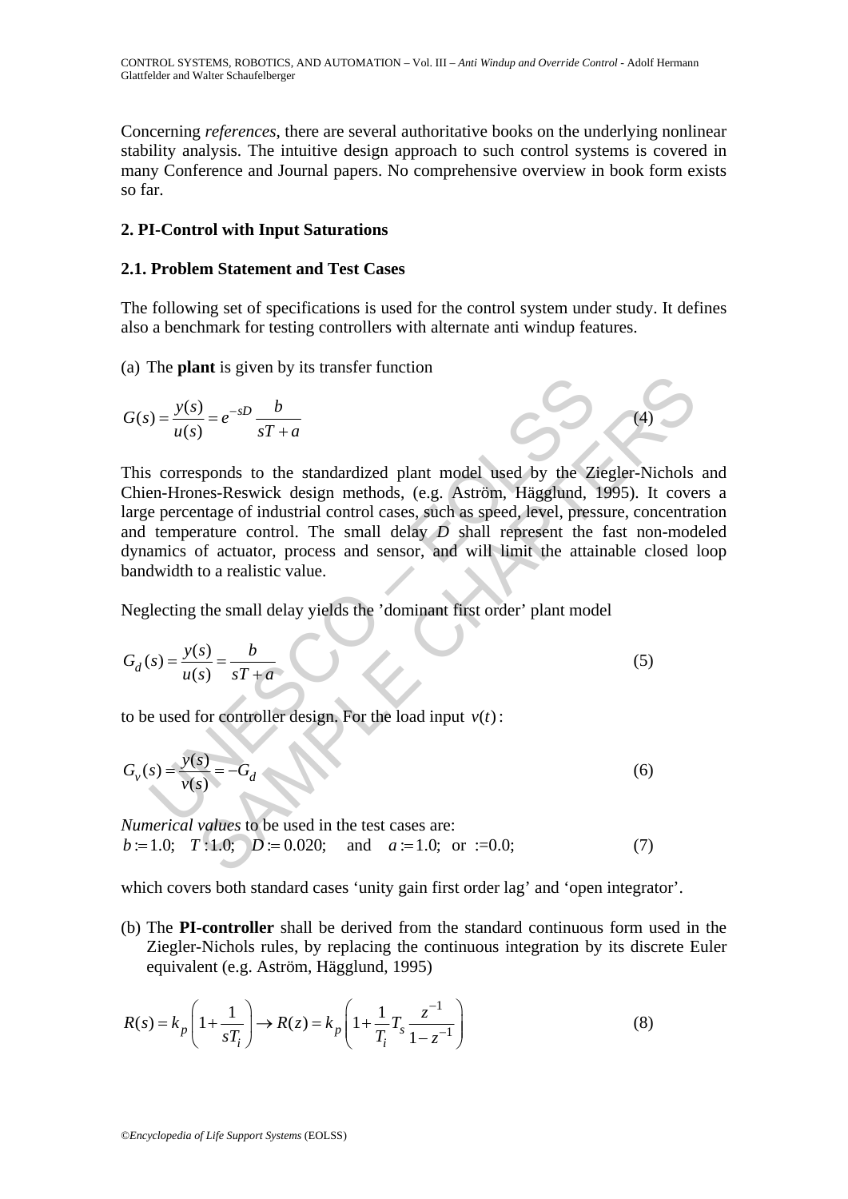Concerning *references*, there are several authoritative books on the underlying nonlinear stability analysis. The intuitive design approach to such control systems is covered in many Conference and Journal papers. No comprehensive overview in book form exists so far.

## 2. PI-Control with Input Saturations

### 2.1. Problem Statement and Test Cases

The following set of specifications is used for the control system under study. It defines also a benchmark for testing controllers with alternate anti windup features.

(a) The **plant** is given by its transfer function

$$G(s) = \frac{y(s)}{u(s)} = e^{-sD} \frac{b}{sT + a} \tag{4}$$

This corresponds to the standardized plant model used by the Ziegler-Nichols and Chien-Hrones-Reswick design methods, (e.g. Aström, Hägglund, 1995). It covers a large percentage of industrial control cases, such as speed, level, pressure, concentration and temperature control. The small delay $D$ shall represent the fast non-modeled dynamics of actuator, process and sensor, and will limit the attainable closed loop bandwidth to a realistic value.

Neglecting the small delay yields the 'dominant first order' plant model

$$G_d(s) = \frac{y(s)}{u(s)} = \frac{b}{sT + a} \tag{5}$$

to be used for controller design. For the load input $v(t)$:

$$G_v(s) = \frac{y(s)}{v(s)} = -G_d \tag{6}$$

*Numerical values* to be used in the test cases are:

$$b := 1.0; \quad T : 1.0; \quad D := 0.020; \quad \text{and} \quad a := 1.0; \;\; \text{or} \;\; := 0.0; \tag{7}$$

which covers both standard cases 'unity gain first order lag' and 'open integrator'.

(b) The **PI-controller** shall be derived from the standard continuous form used in the Ziegler-Nichols rules, by replacing the continuous integration by its discrete Euler equivalent (e.g. Aström, Hägglund, 1995)

$$R(s) = k_p \left(1 + \frac{1}{sT_i}\right) \rightarrow R(z) = k_p \left(1 + \frac{1}{T_i} T_s \frac{z^{-1}}{1 - z^{-1}}\right) \tag{8}$$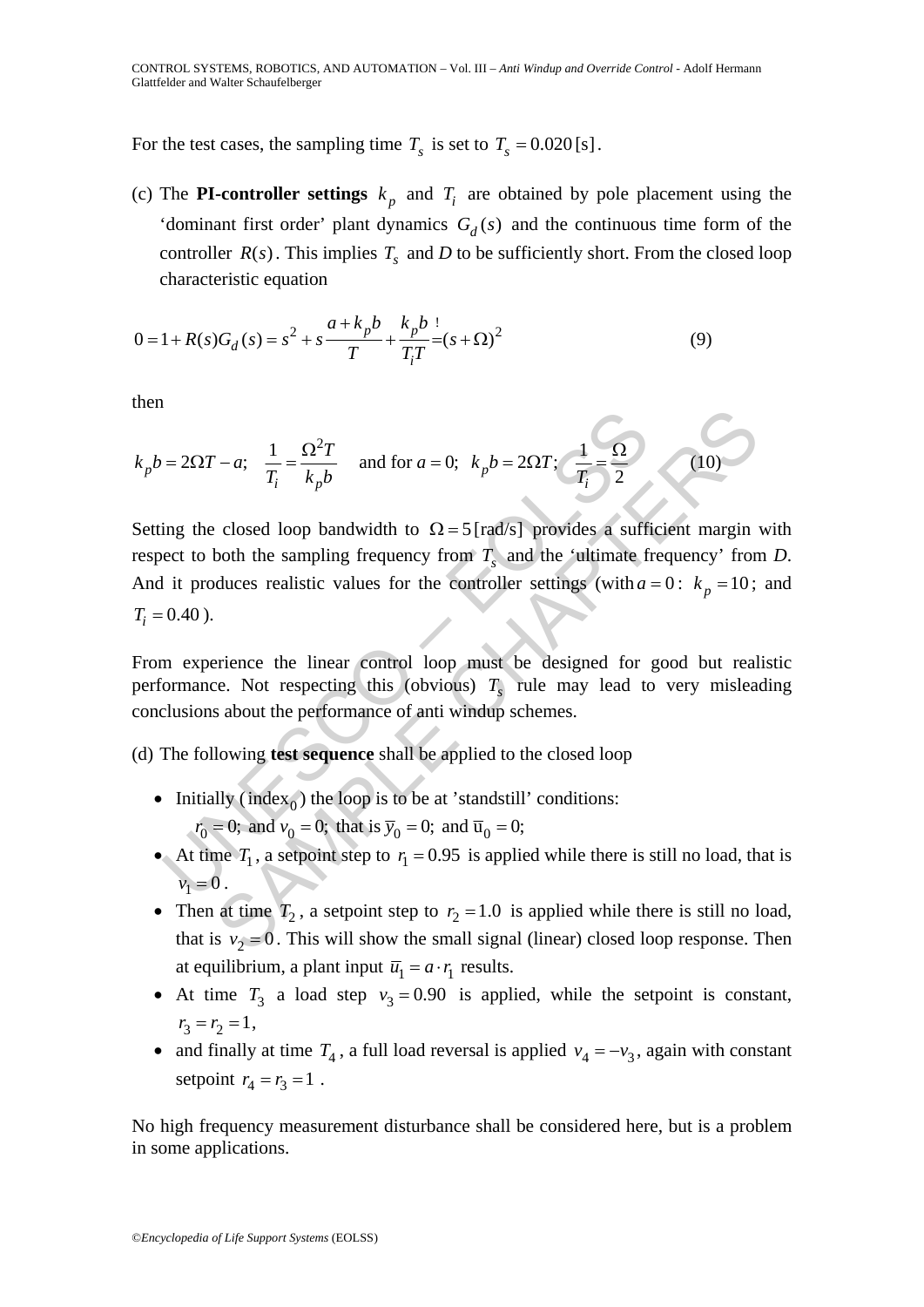For the test cases, the sampling time $T_s$ is set to $T_s = 0.020\,[\mathrm{s}]$.

(c) The **PI-controller settings** $k_p$ and $T_i$ are obtained by pole placement using the 'dominant first order' plant dynamics $G_d(s)$ and the continuous time form of the controller $R(s)$. This implies $T_s$ and *D* to be sufficiently short. From the closed loop characteristic equation

$$0 = 1 + R(s)G_d(s) = s^2 + s\frac{a + k_p b}{T} + \frac{k_p b}{T_i T} \overset{!}{=} (s + \Omega)^2 \tag{9}$$

then

$$k_p b = 2\Omega T - a; \quad \frac{1}{T_i} = \frac{\Omega^2 T}{k_p b} \quad \text{and for } a = 0; \;\; k_p b = 2\Omega T; \quad \frac{1}{T_i} = \frac{\Omega}{2} \tag{10}$$

Setting the closed loop bandwidth to $\Omega = 5\,[\mathrm{rad/s}]$ provides a sufficient margin with respect to both the sampling frequency from $T_s$ and the 'ultimate frequency' from *D*. And it produces realistic values for the controller settings (with $a = 0$: $k_p = 10$; and $T_i = 0.40$).

From experience the linear control loop must be designed for good but realistic performance. Not respecting this (obvious) $T_s$ rule may lead to very misleading conclusions about the performance of anti windup schemes.

(d) The following **test sequence** shall be applied to the closed loop

- Initially ($\text{index}_0$) the loop is to be at 'standstill' conditions: $r_0 = 0$; and $v_0 = 0$; that is $\bar{y}_0 = 0$; and $\bar{u}_0 = 0$;
- At time $T_1$, a setpoint step to $r_1 = 0.95$ is applied while there is still no load, that is $v_1 = 0$.
- Then at time $T_2$, a setpoint step to $r_2 = 1.0$ is applied while there is still no load, that is $v_2 = 0$. This will show the small signal (linear) closed loop response. Then at equilibrium, a plant input $\bar{u}_1 = a \cdot r_1$ results.
- At time $T_3$ a load step $v_3 = 0.90$ is applied, while the setpoint is constant, $r_3 = r_2 = 1$,
- and finally at time $T_4$, a full load reversal is applied $v_4 = -v_3$, again with constant setpoint $r_4 = r_3 = 1$.

No high frequency measurement disturbance shall be considered here, but is a problem in some applications.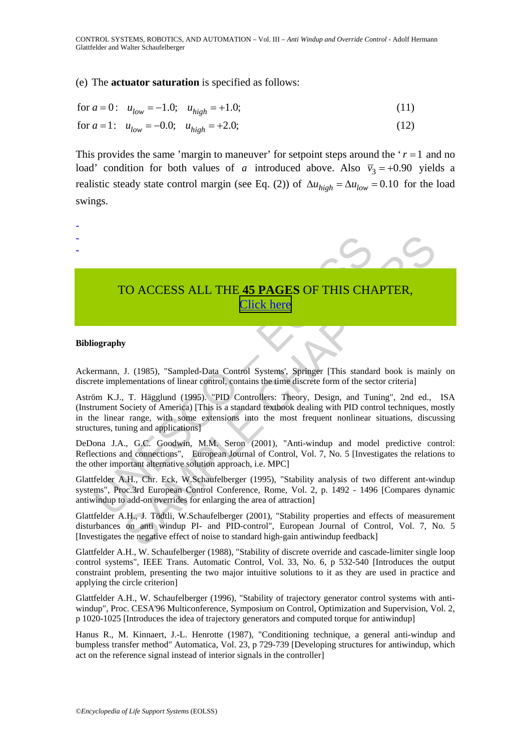(e) The **actuator saturation** is specified as follows:

$$\text{for } a = 0: \quad u_{low} = -1.0; \quad u_{high} = +1.0; \tag{11}$$

$$\text{for } a = 1: \quad u_{low} = -0.0; \quad u_{high} = +2.0; \tag{12}$$

This provides the same 'margin to maneuver' for setpoint steps around the '$r = 1$ and no load' condition for both values of $a$ introduced above. Also $\bar{v}_3 = +0.90$ yields a realistic steady state control margin (see Eq. (2)) of $\Delta u_{high} = \Delta u_{low} = 0.10$ for the load swings.

-
-
-

TO ACCESS ALL THE **45 PAGES** OF THIS CHAPTER,
Click here

**Bibliography**

Ackermann, J. (1985), "Sampled-Data Control Systems', Springer [This standard book is mainly on discrete implementations of linear control, contains the time discrete form of the sector criteria]

Aström K.J., T. Hägglund (1995). "PID Controllers: Theory, Design, and Tuning", 2nd ed., ISA (Instrument Society of America) [This is a standard textbook dealing with PID control techniques, mostly in the linear range, with some extensions into the most frequent nonlinear situations, discussing structures, tuning and applications]

DeDona J.A., G.C. Goodwin, M.M. Seron (2001), "Anti-windup and model predictive control: Reflections and connections", European Journal of Control, Vol. 7, No. 5 [Investigates the relations to the other important alternative solution approach, i.e. MPC]

Glattfelder A.H., Chr. Eck, W.Schaufelberger (1995), "Stability analysis of two different ant-windup systems", Proc.3rd European Control Conference, Rome, Vol. 2, p. 1492 - 1496 [Compares dynamic antiwindup to add-on overrides for enlarging the area of attraction]

Glattfelder A.H., J. Tödtli, W.Schaufelberger (2001), "Stability properties and effects of measurement disturbances on anti windup PI- and PID-control", European Journal of Control, Vol. 7, No. 5 [Investigates the negative effect of noise to standard high-gain antiwindup feedback]

Glattfelder A.H., W. Schaufelberger (1988), "Stability of discrete override and cascade-limiter single loop control systems", IEEE Trans. Automatic Control, Vol. 33, No. 6, p 532-540 [Introduces the output constraint problem, presenting the two major intuitive solutions to it as they are used in practice and applying the circle criterion]

Glattfelder A.H., W. Schaufelberger (1996), "Stability of trajectory generator control systems with anti-windup", Proc. CESA'96 Multiconference, Symposium on Control, Optimization and Supervision, Vol. 2, p 1020-1025 [Introduces the idea of trajectory generators and computed torque for antiwindup]

Hanus R., M. Kinnaert, J.-L. Henrotte (1987), "Conditioning technique, a general anti-windup and bumpless transfer method" Automatica, Vol. 23, p 729-739 [Developing structures for antiwindup, which act on the reference signal instead of interior signals in the controller]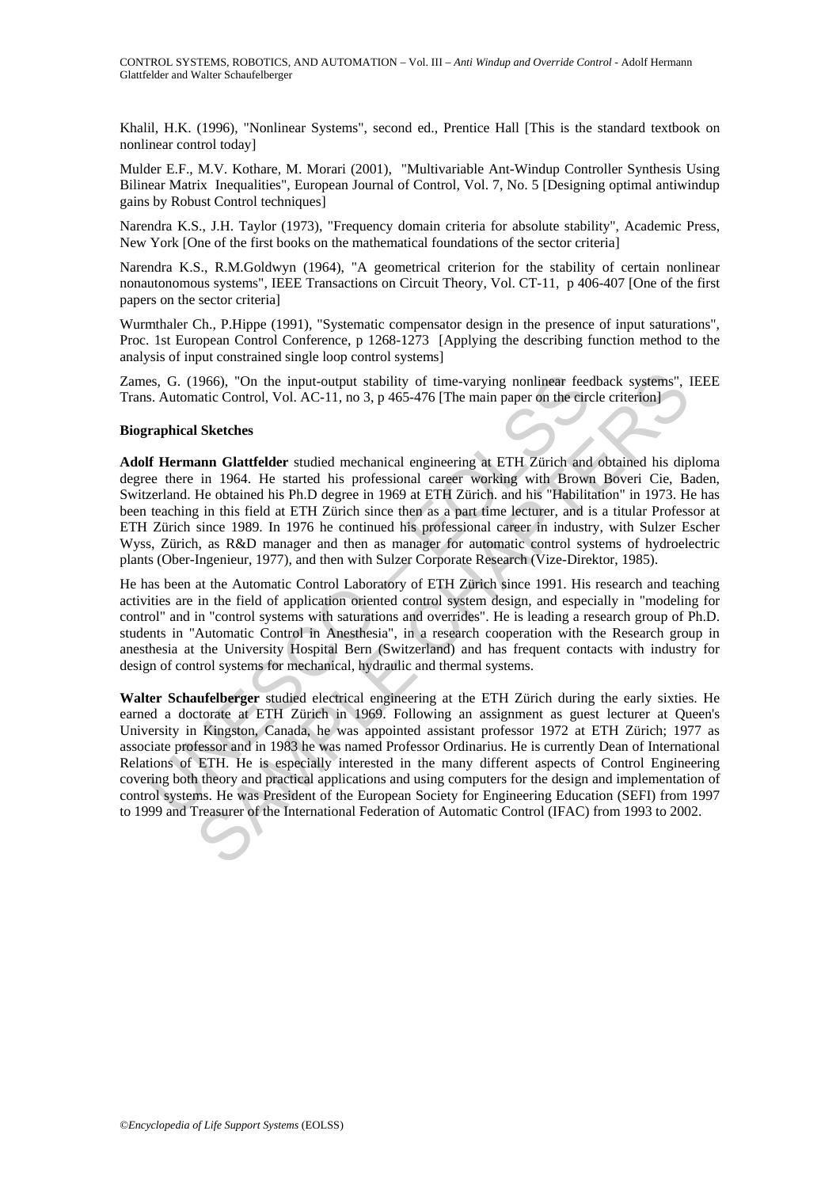Khalil, H.K. (1996), "Nonlinear Systems", second ed., Prentice Hall [This is the standard textbook on nonlinear control today]

Mulder E.F., M.V. Kothare, M. Morari (2001), "Multivariable Ant-Windup Controller Synthesis Using Bilinear Matrix Inequalities", European Journal of Control, Vol. 7, No. 5 [Designing optimal antiwindup gains by Robust Control techniques]

Narendra K.S., J.H. Taylor (1973), "Frequency domain criteria for absolute stability", Academic Press, New York [One of the first books on the mathematical foundations of the sector criteria]

Narendra K.S., R.M.Goldwyn (1964), "A geometrical criterion for the stability of certain nonlinear nonautonomous systems", IEEE Transactions on Circuit Theory, Vol. CT-11, p 406-407 [One of the first papers on the sector criteria]

Wurmthaler Ch., P.Hippe (1991), "Systematic compensator design in the presence of input saturations", Proc. 1st European Control Conference, p 1268-1273 [Applying the describing function method to the analysis of input constrained single loop control systems]

Zames, G. (1966), "On the input-output stability of time-varying nonlinear feedback systems", IEEE Trans. Automatic Control, Vol. AC-11, no 3, p 465-476 [The main paper on the circle criterion]

**Biographical Sketches**

**Adolf Hermann Glattfelder** studied mechanical engineering at ETH Zürich and obtained his diploma degree there in 1964. He started his professional career working with Brown Boveri Cie, Baden, Switzerland. He obtained his Ph.D degree in 1969 at ETH Zürich. and his "Habilitation" in 1973. He has been teaching in this field at ETH Zürich since then as a part time lecturer, and is a titular Professor at ETH Zürich since 1989. In 1976 he continued his professional career in industry, with Sulzer Escher Wyss, Zürich, as R&D manager and then as manager for automatic control systems of hydroelectric plants (Ober-Ingenieur, 1977), and then with Sulzer Corporate Research (Vize-Direktor, 1985).

He has been at the Automatic Control Laboratory of ETH Zürich since 1991. His research and teaching activities are in the field of application oriented control system design, and especially in "modeling for control" and in "control systems with saturations and overrides". He is leading a research group of Ph.D. students in "Automatic Control in Anesthesia", in a research cooperation with the Research group in anesthesia at the University Hospital Bern (Switzerland) and has frequent contacts with industry for design of control systems for mechanical, hydraulic and thermal systems.

**Walter Schaufelberger** studied electrical engineering at the ETH Zürich during the early sixties. He earned a doctorate at ETH Zürich in 1969. Following an assignment as guest lecturer at Queen's University in Kingston, Canada, he was appointed assistant professor 1972 at ETH Zürich; 1977 as associate professor and in 1983 he was named Professor Ordinarius. He is currently Dean of International Relations of ETH. He is especially interested in the many different aspects of Control Engineering covering both theory and practical applications and using computers for the design and implementation of control systems. He was President of the European Society for Engineering Education (SEFI) from 1997 to 1999 and Treasurer of the International Federation of Automatic Control (IFAC) from 1993 to 2002.